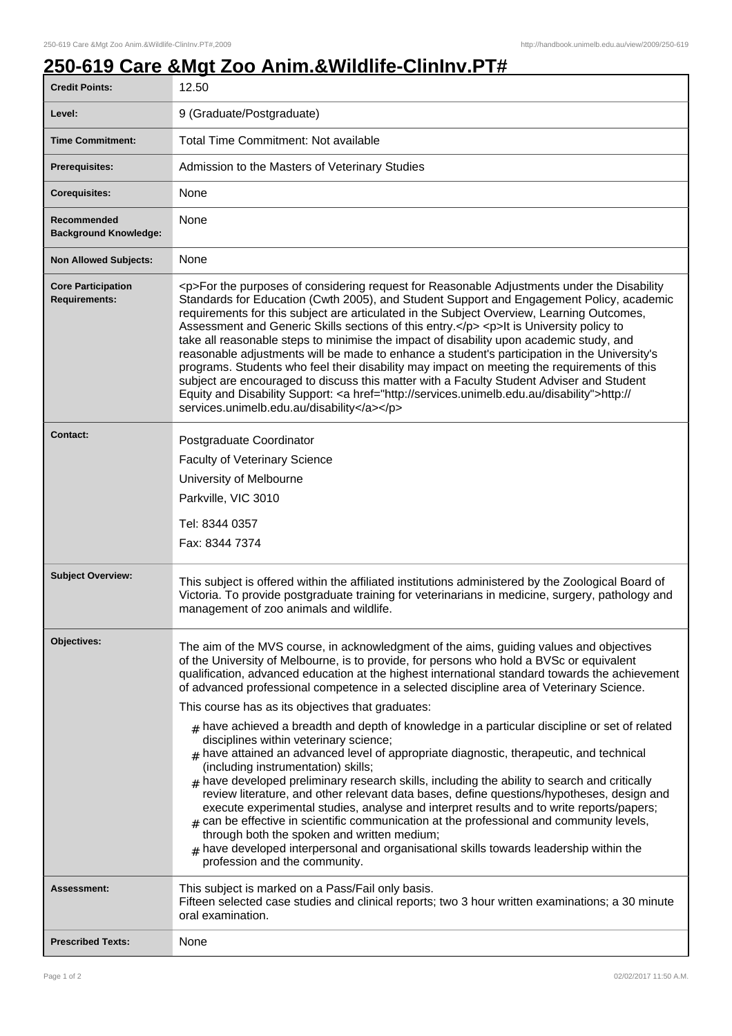# 250-619 Care &Mgt Zoo Anim.&Wildlife-ClinInv.PT#

| | |
|---|---|
| **Credit Points:** | 12.50 |
| **Level:** | 9 (Graduate/Postgraduate) |
| **Time Commitment:** | Total Time Commitment: Not available |
| **Prerequisites:** | Admission to the Masters of Veterinary Studies |
| **Corequisites:** | None |
| **Recommended Background Knowledge:** | None |
| **Non Allowed Subjects:** | None |
| **Core Participation Requirements:** | <p>For the purposes of considering request for Reasonable Adjustments under the Disability Standards for Education (Cwth 2005), and Student Support and Engagement Policy, academic requirements for this subject are articulated in the Subject Overview, Learning Outcomes, Assessment and Generic Skills sections of this entry.</p> <p>It is University policy to take all reasonable steps to minimise the impact of disability upon academic study, and reasonable adjustments will be made to enhance a student's participation in the University's programs. Students who feel their disability may impact on meeting the requirements of this subject are encouraged to discuss this matter with a Faculty Student Adviser and Student Equity and Disability Support: <a href="http://services.unimelb.edu.au/disability">http://services.unimelb.edu.au/disability</a></p> |
| **Contact:** | Postgraduate Coordinator<br>Faculty of Veterinary Science<br>University of Melbourne<br>Parkville, VIC 3010<br>Tel: 8344 0357<br>Fax: 8344 7374 |
| **Subject Overview:** | This subject is offered within the affiliated institutions administered by the Zoological Board of Victoria. To provide postgraduate training for veterinarians in medicine, surgery, pathology and management of zoo animals and wildlife. |
| **Objectives:** | The aim of the MVS course, in acknowledgment of the aims, guiding values and objectives of the University of Melbourne, is to provide, for persons who hold a BVSc or equivalent qualification, advanced education at the highest international standard towards the achievement of advanced professional competence in a selected discipline area of Veterinary Science.<br>This course has as its objectives that graduates:<br># have achieved a breadth and depth of knowledge in a particular discipline or set of related disciplines within veterinary science;<br># have attained an advanced level of appropriate diagnostic, therapeutic, and technical (including instrumentation) skills;<br># have developed preliminary research skills, including the ability to search and critically review literature, and other relevant data bases, define questions/hypotheses, design and execute experimental studies, analyse and interpret results and to write reports/papers;<br># can be effective in scientific communication at the professional and community levels, through both the spoken and written medium;<br># have developed interpersonal and organisational skills towards leadership within the profession and the community. |
| **Assessment:** | This subject is marked on a Pass/Fail only basis.<br>Fifteen selected case studies and clinical reports; two 3 hour written examinations; a 30 minute oral examination. |
| **Prescribed Texts:** | None |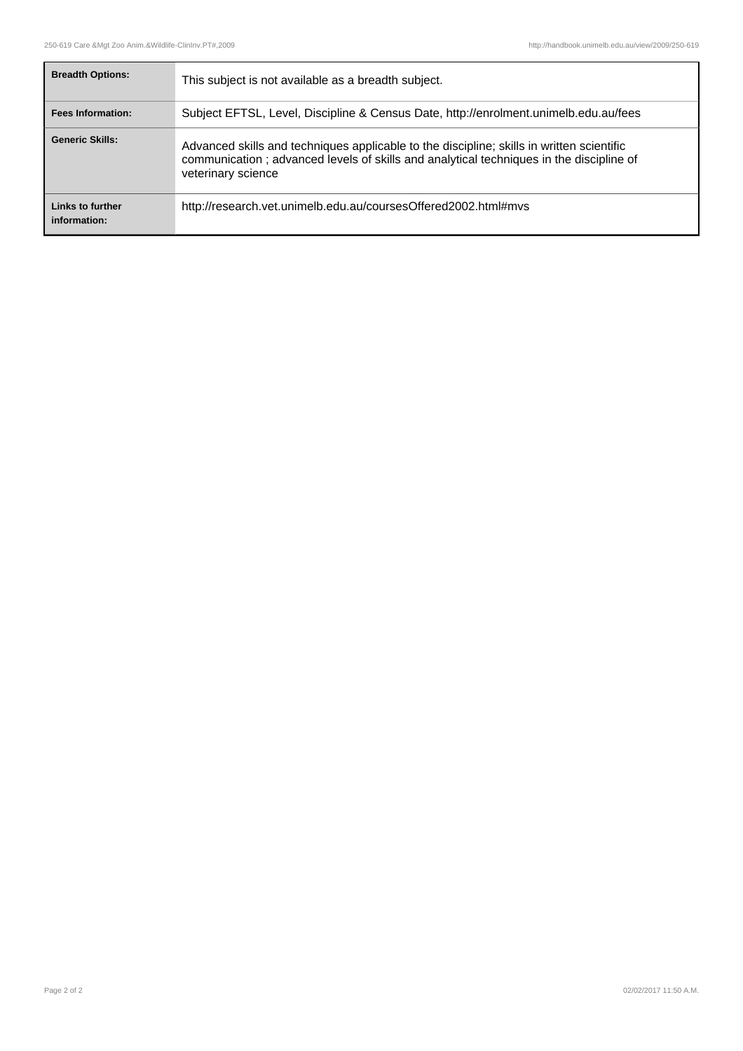| | |
|---|---|
| **Breadth Options:** | This subject is not available as a breadth subject. |
| **Fees Information:** | Subject EFTSL, Level, Discipline & Census Date, http://enrolment.unimelb.edu.au/fees |
| **Generic Skills:** | Advanced skills and techniques applicable to the discipline; skills in written scientific communication ; advanced levels of skills and analytical techniques in the discipline of veterinary science |
| **Links to further information:** | http://research.vet.unimelb.edu.au/coursesOffered2002.html#mvs |